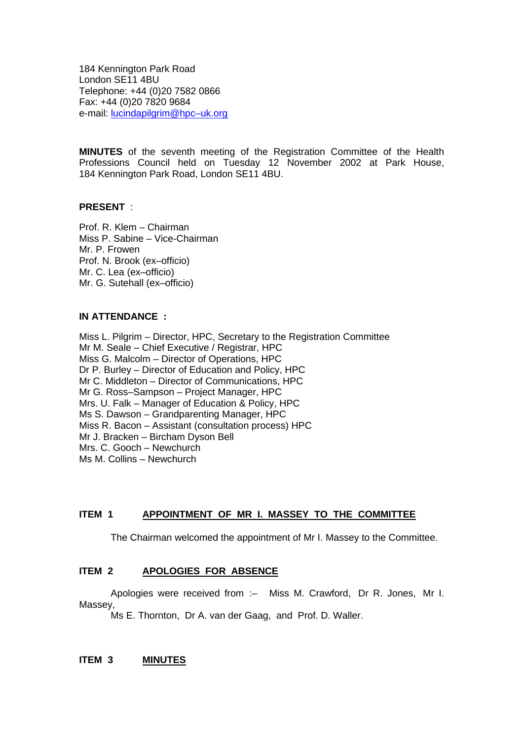184 Kennington Park Road
London SE11 4BU
Telephone: +44 (0)20 7582 0866
Fax: +44 (0)20 7820 9684
e-mail: lucindapilgrim@hpc–uk.org

**MINUTES** of the seventh meeting of the Registration Committee of the Health Professions Council held on Tuesday 12 November 2002 at Park House, 184 Kennington Park Road, London SE11 4BU.

**PRESENT** :

Prof. R. Klem – Chairman
Miss P. Sabine – Vice-Chairman
Mr. P. Frowen
Prof. N. Brook (ex–officio)
Mr. C. Lea (ex–officio)
Mr. G. Sutehall (ex–officio)

**IN ATTENDANCE :**

Miss L. Pilgrim – Director, HPC, Secretary to the Registration Committee
Mr M. Seale – Chief Executive / Registrar, HPC
Miss G. Malcolm – Director of Operations, HPC
Dr P. Burley – Director of Education and Policy, HPC
Mr C. Middleton – Director of Communications, HPC
Mr G. Ross–Sampson – Project Manager, HPC
Mrs. U. Falk – Manager of Education & Policy, HPC
Ms S. Dawson – Grandparenting Manager, HPC
Miss R. Bacon – Assistant (consultation process) HPC
Mr J. Bracken – Bircham Dyson Bell
Mrs. C. Gooch – Newchurch
Ms M. Collins – Newchurch

## ITEM 1 APPOINTMENT OF MR I. MASSEY TO THE COMMITTEE

The Chairman welcomed the appointment of Mr I. Massey to the Committee.

## ITEM 2 APOLOGIES FOR ABSENCE

Apologies were received from :– Miss M. Crawford, Dr R. Jones, Mr I. Massey, Ms E. Thornton, Dr A. van der Gaag, and Prof. D. Waller.

## ITEM 3 MINUTES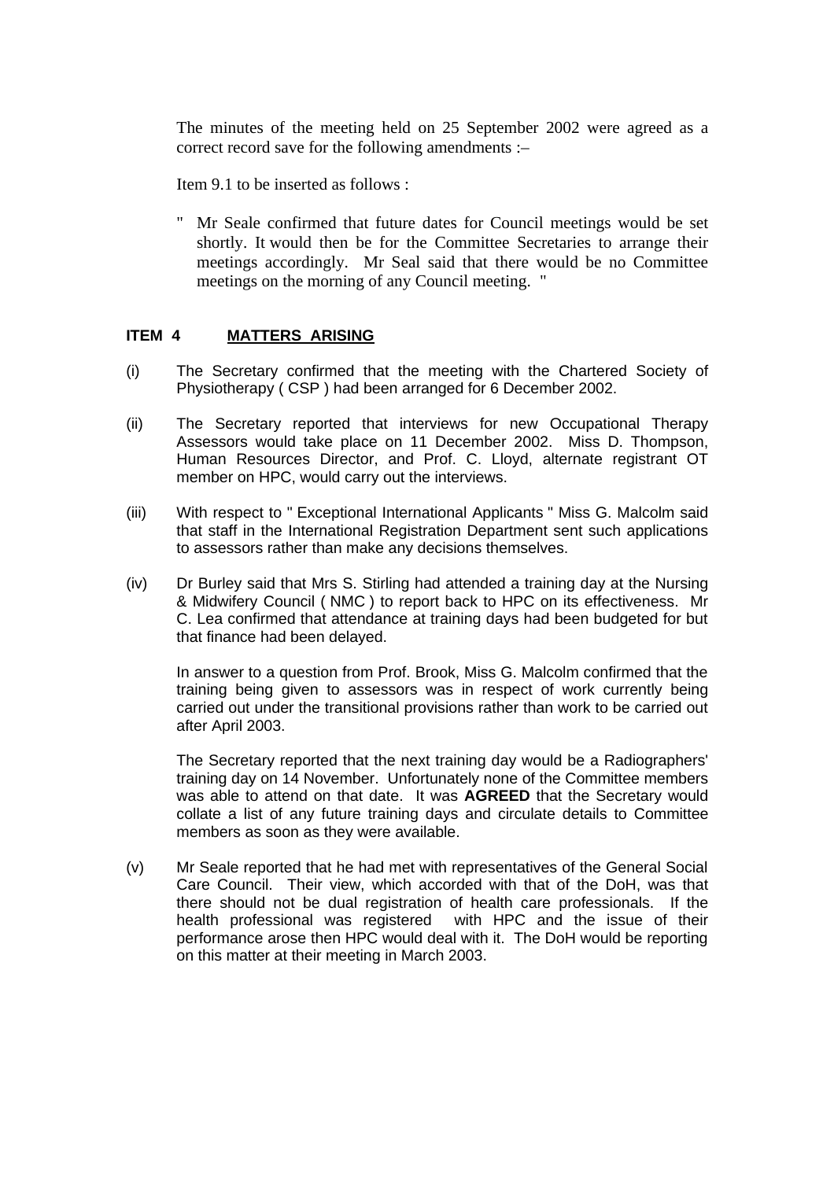The minutes of the meeting held on 25 September 2002 were agreed as a correct record save for the following amendments :–

Item 9.1 to be inserted as follows :

" Mr Seale confirmed that future dates for Council meetings would be set shortly. It would then be for the Committee Secretaries to arrange their meetings accordingly. Mr Seal said that there would be no Committee meetings on the morning of any Council meeting. "

## ITEM 4 MATTERS ARISING

(i) The Secretary confirmed that the meeting with the Chartered Society of Physiotherapy ( CSP ) had been arranged for 6 December 2002.

(ii) The Secretary reported that interviews for new Occupational Therapy Assessors would take place on 11 December 2002. Miss D. Thompson, Human Resources Director, and Prof. C. Lloyd, alternate registrant OT member on HPC, would carry out the interviews.

(iii) With respect to " Exceptional International Applicants " Miss G. Malcolm said that staff in the International Registration Department sent such applications to assessors rather than make any decisions themselves.

(iv) Dr Burley said that Mrs S. Stirling had attended a training day at the Nursing & Midwifery Council ( NMC ) to report back to HPC on its effectiveness. Mr C. Lea confirmed that attendance at training days had been budgeted for but that finance had been delayed.

In answer to a question from Prof. Brook, Miss G. Malcolm confirmed that the training being given to assessors was in respect of work currently being carried out under the transitional provisions rather than work to be carried out after April 2003.

The Secretary reported that the next training day would be a Radiographers' training day on 14 November. Unfortunately none of the Committee members was able to attend on that date. It was **AGREED** that the Secretary would collate a list of any future training days and circulate details to Committee members as soon as they were available.

(v) Mr Seale reported that he had met with representatives of the General Social Care Council. Their view, which accorded with that of the DoH, was that there should not be dual registration of health care professionals. If the health professional was registered with HPC and the issue of their performance arose then HPC would deal with it. The DoH would be reporting on this matter at their meeting in March 2003.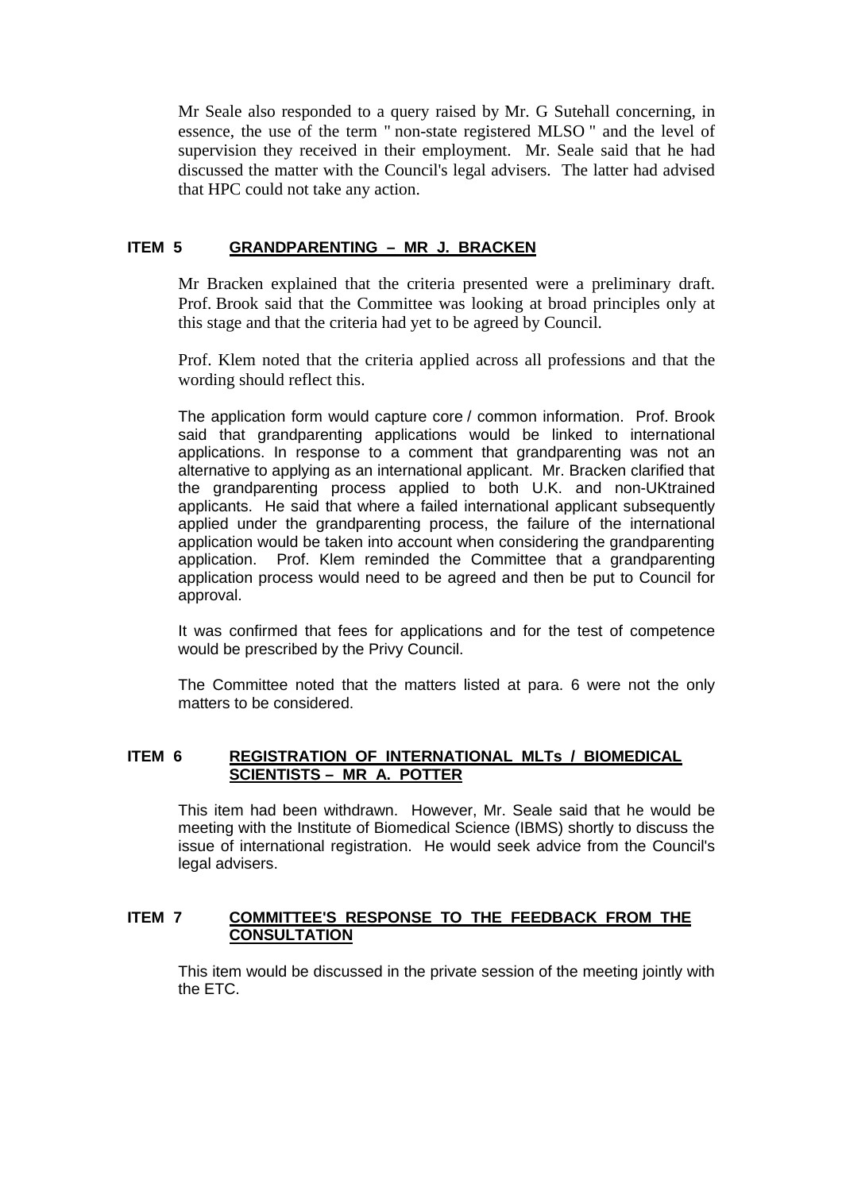Mr Seale also responded to a query raised by Mr. G Sutehall concerning, in essence, the use of the term " non-state registered MLSO " and the level of supervision they received in their employment. Mr. Seale said that he had discussed the matter with the Council's legal advisers. The latter had advised that HPC could not take any action.

## ITEM 5 GRANDPARENTING – MR J. BRACKEN

Mr Bracken explained that the criteria presented were a preliminary draft. Prof. Brook said that the Committee was looking at broad principles only at this stage and that the criteria had yet to be agreed by Council.

Prof. Klem noted that the criteria applied across all professions and that the wording should reflect this.

The application form would capture core / common information. Prof. Brook said that grandparenting applications would be linked to international applications. In response to a comment that grandparenting was not an alternative to applying as an international applicant. Mr. Bracken clarified that the grandparenting process applied to both U.K. and non-UKtrained applicants. He said that where a failed international applicant subsequently applied under the grandparenting process, the failure of the international application would be taken into account when considering the grandparenting application. Prof. Klem reminded the Committee that a grandparenting application process would need to be agreed and then be put to Council for approval.

It was confirmed that fees for applications and for the test of competence would be prescribed by the Privy Council.

The Committee noted that the matters listed at para. 6 were not the only matters to be considered.

## ITEM 6 REGISTRATION OF INTERNATIONAL MLTs / BIOMEDICAL SCIENTISTS – MR A. POTTER

This item had been withdrawn. However, Mr. Seale said that he would be meeting with the Institute of Biomedical Science (IBMS) shortly to discuss the issue of international registration. He would seek advice from the Council's legal advisers.

## ITEM 7 COMMITTEE'S RESPONSE TO THE FEEDBACK FROM THE CONSULTATION

This item would be discussed in the private session of the meeting jointly with the ETC.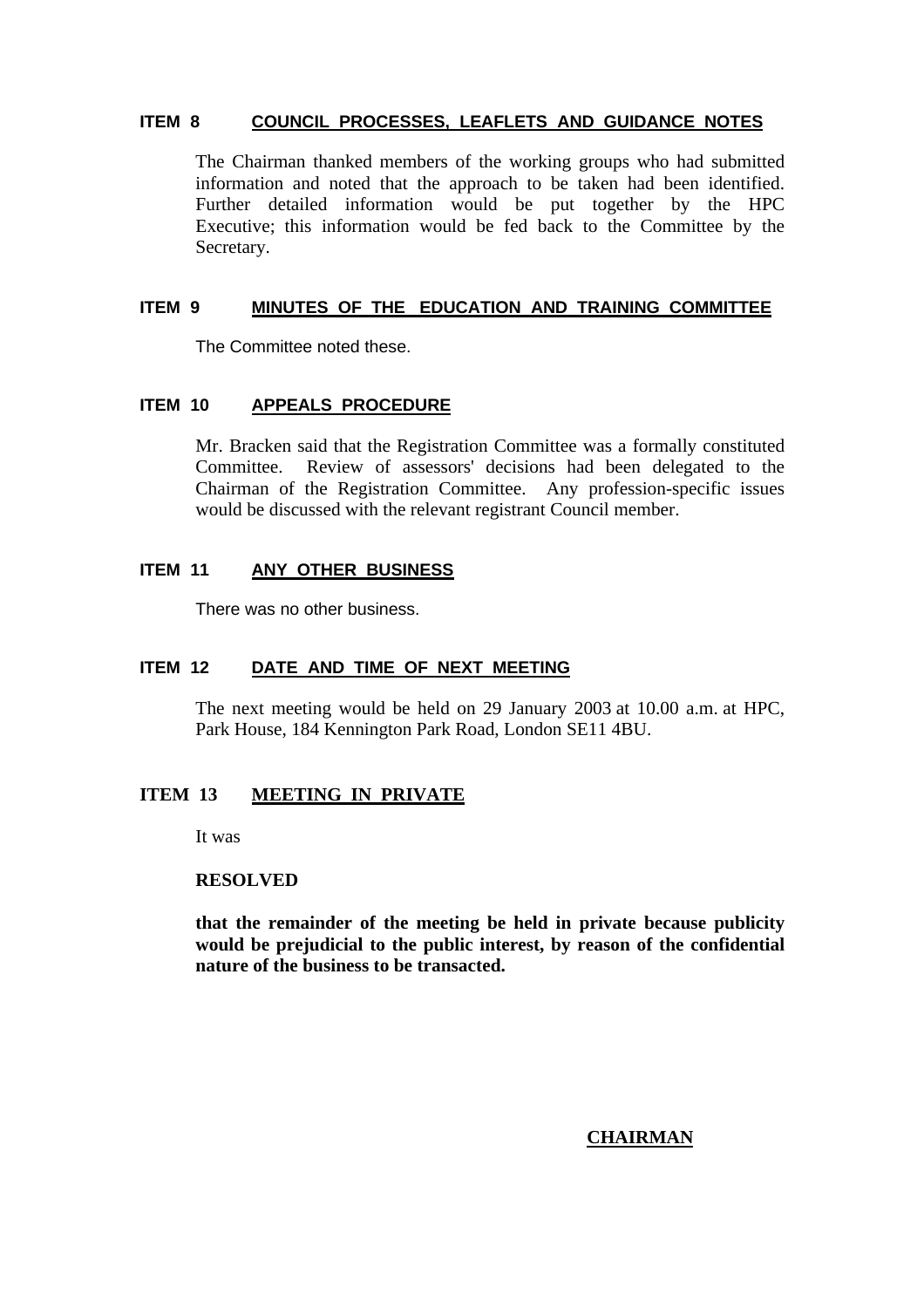**ITEM 8 COUNCIL PROCESSES, LEAFLETS AND GUIDANCE NOTES**

The Chairman thanked members of the working groups who had submitted information and noted that the approach to be taken had been identified. Further detailed information would be put together by the HPC Executive; this information would be fed back to the Committee by the Secretary.

**ITEM 9 MINUTES OF THE EDUCATION AND TRAINING COMMITTEE**

The Committee noted these.

**ITEM 10 APPEALS PROCEDURE**

Mr. Bracken said that the Registration Committee was a formally constituted Committee. Review of assessors' decisions had been delegated to the Chairman of the Registration Committee. Any profession-specific issues would be discussed with the relevant registrant Council member.

**ITEM 11 ANY OTHER BUSINESS**

There was no other business.

**ITEM 12 DATE AND TIME OF NEXT MEETING**

The next meeting would be held on 29 January 2003 at 10.00 a.m. at HPC, Park House, 184 Kennington Park Road, London SE11 4BU.

**ITEM 13 MEETING IN PRIVATE**

It was

**RESOLVED**

**that the remainder of the meeting be held in private because publicity would be prejudicial to the public interest, by reason of the confidential nature of the business to be transacted.**

**CHAIRMAN**